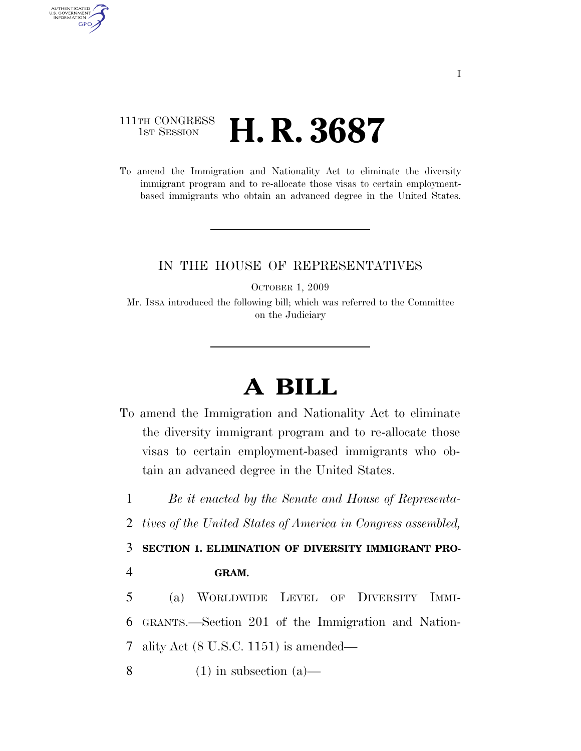111TH CONGRESS
1ST SESSION

# H. R. 3687

To amend the Immigration and Nationality Act to eliminate the diversity immigrant program and to re-allocate those visas to certain employment-based immigrants who obtain an advanced degree in the United States.

IN THE HOUSE OF REPRESENTATIVES

OCTOBER 1, 2009

Mr. ISSA introduced the following bill; which was referred to the Committee on the Judiciary

# A BILL

To amend the Immigration and Nationality Act to eliminate the diversity immigrant program and to re-allocate those visas to certain employment-based immigrants who obtain an advanced degree in the United States.

1 *Be it enacted by the Senate and House of Representa-*
2 *tives of the United States of America in Congress assembled,*

3 **SECTION 1. ELIMINATION OF DIVERSITY IMMIGRANT PRO-**
4 **GRAM.**

5 (a) WORLDWIDE LEVEL OF DIVERSITY IMMI-
6 GRANTS.—Section 201 of the Immigration and Nation-
7 ality Act (8 U.S.C. 1151) is amended—

8 (1) in subsection (a)—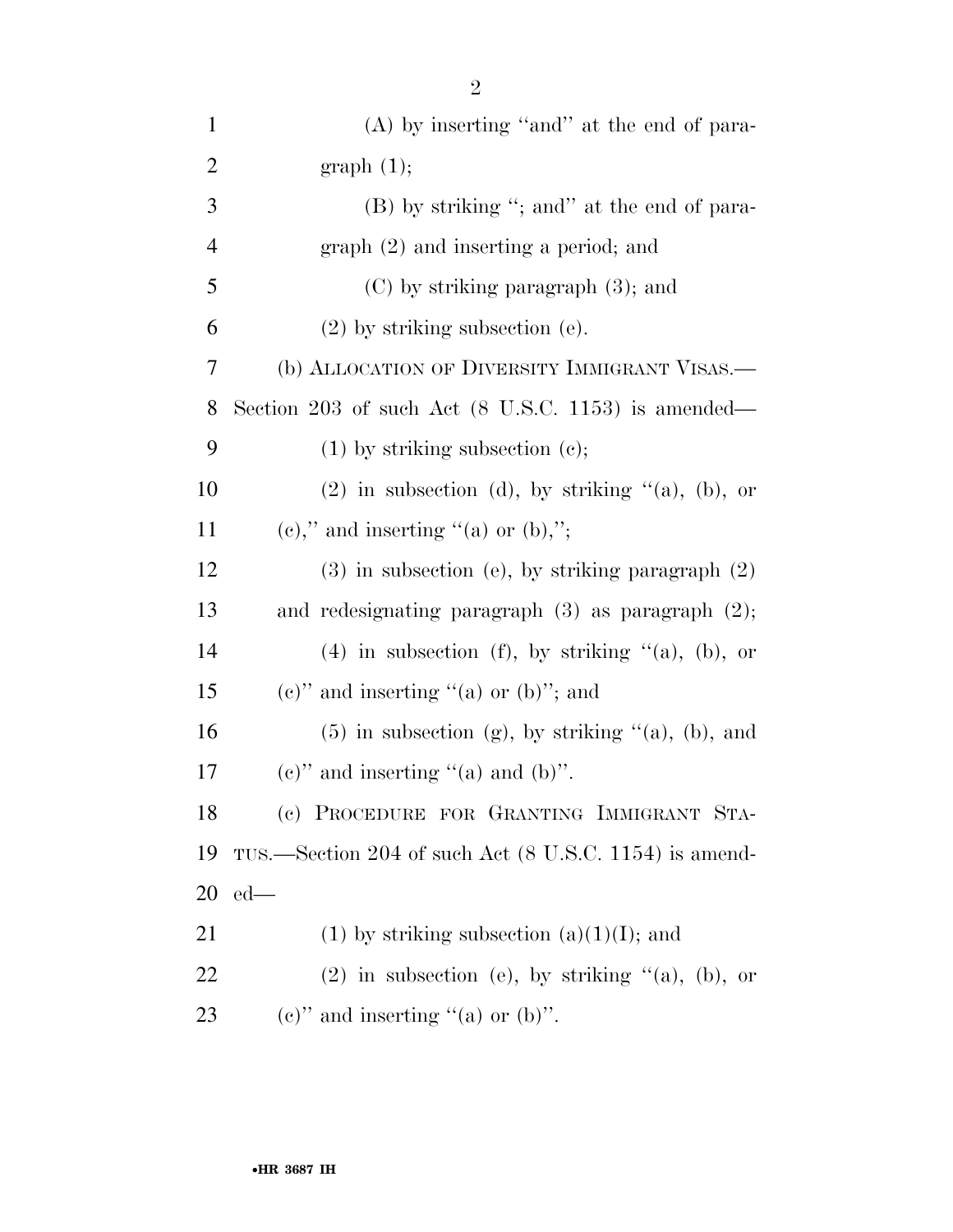(A) by inserting "and" at the end of paragraph (1);

(B) by striking "; and" at the end of paragraph (2) and inserting a period; and

(C) by striking paragraph (3); and

(2) by striking subsection (e).

(b) ALLOCATION OF DIVERSITY IMMIGRANT VISAS.—Section 203 of such Act (8 U.S.C. 1153) is amended—

(1) by striking subsection (c);

(2) in subsection (d), by striking "(a), (b), or (c)," and inserting "(a) or (b),";

(3) in subsection (e), by striking paragraph (2) and redesignating paragraph (3) as paragraph (2);

(4) in subsection (f), by striking "(a), (b), or (c)" and inserting "(a) or (b)"; and

(5) in subsection (g), by striking "(a), (b), and (c)" and inserting "(a) and (b)".

(c) PROCEDURE FOR GRANTING IMMIGRANT STATUS.—Section 204 of such Act (8 U.S.C. 1154) is amended—

(1) by striking subsection (a)(1)(I); and

(2) in subsection (e), by striking "(a), (b), or (c)" and inserting "(a) or (b)".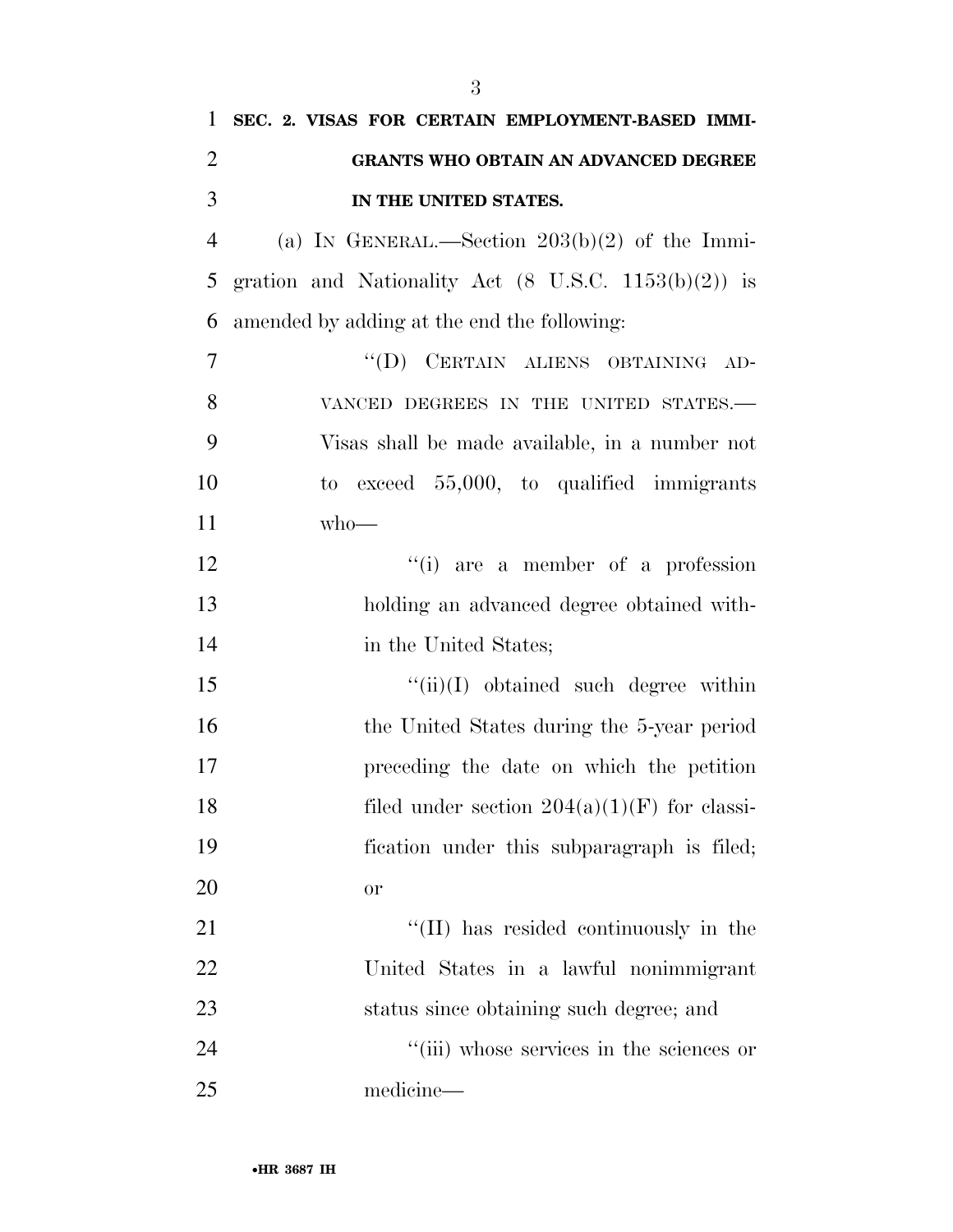## SEC. 2. VISAS FOR CERTAIN EMPLOYMENT-BASED IMMIGRANTS WHO OBTAIN AN ADVANCED DEGREE IN THE UNITED STATES.

(a) IN GENERAL.—Section 203(b)(2) of the Immigration and Nationality Act (8 U.S.C. 1153(b)(2)) is amended by adding at the end the following:

> ''(D) CERTAIN ALIENS OBTAINING ADVANCED DEGREES IN THE UNITED STATES.—Visas shall be made available, in a number not to exceed 55,000, to qualified immigrants who—
>
> > ''(i) are a member of a profession holding an advanced degree obtained within the United States;
> >
> > ''(ii)(I) obtained such degree within the United States during the 5-year period preceding the date on which the petition filed under section 204(a)(1)(F) for classification under this subparagraph is filed; or
> >
> > ''(II) has resided continuously in the United States in a lawful nonimmigrant status since obtaining such degree; and
> >
> > ''(iii) whose services in the sciences or medicine—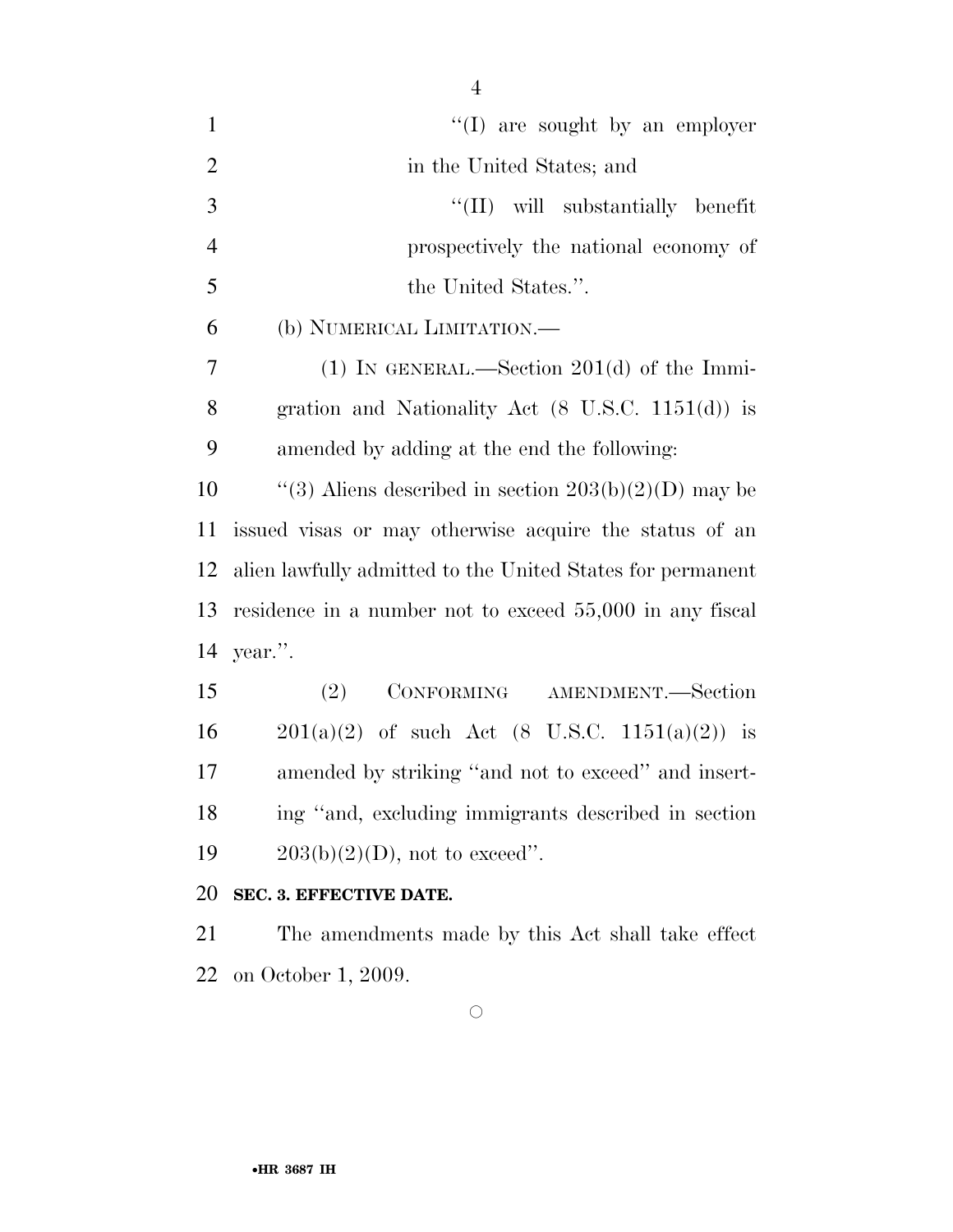"(I) are sought by an employer in the United States; and

"(II) will substantially benefit prospectively the national economy of the United States.".

(b) NUMERICAL LIMITATION.—

(1) IN GENERAL.—Section 201(d) of the Immigration and Nationality Act (8 U.S.C. 1151(d)) is amended by adding at the end the following:

"(3) Aliens described in section 203(b)(2)(D) may be issued visas or may otherwise acquire the status of an alien lawfully admitted to the United States for permanent residence in a number not to exceed 55,000 in any fiscal year.".

(2) CONFORMING AMENDMENT.—Section 201(a)(2) of such Act (8 U.S.C. 1151(a)(2)) is amended by striking "and not to exceed" and inserting "and, excluding immigrants described in section 203(b)(2)(D), not to exceed".

**SEC. 3. EFFECTIVE DATE.**

The amendments made by this Act shall take effect on October 1, 2009.

○